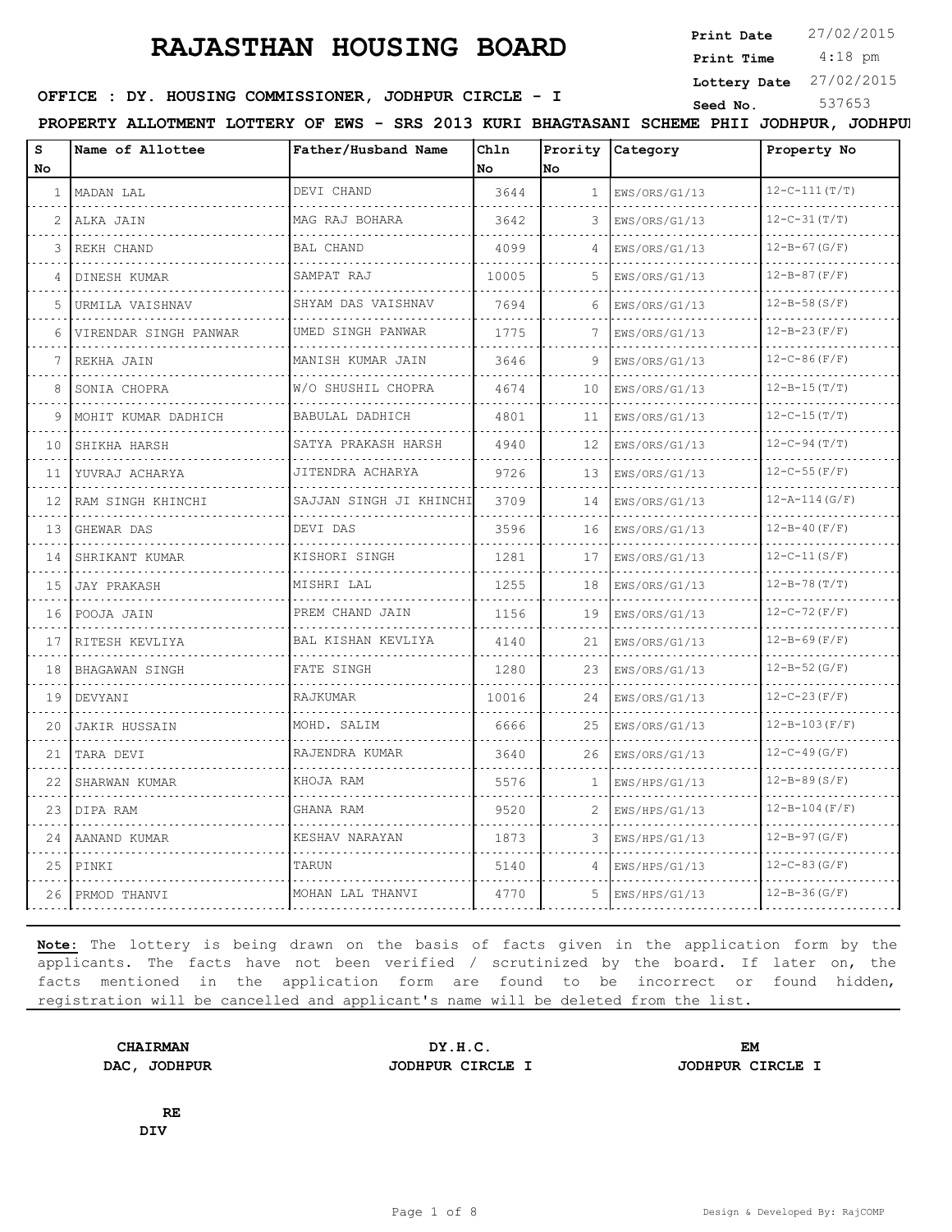# RAJASTHAN HOUSING BOARD

**Print Date** 27/02/2015
**Print Time** 4:18 pm
**Lottery Date** 27/02/2015
**Seed No.** 537653

**OFFICE : DY. HOUSING COMMISSIONER, JODHPUR CIRCLE - I**

**PROPERTY ALLOTMENT LOTTERY OF EWS - SRS 2013 KURI BHAGTASANI SCHEME PHII JODHPUR, JODHPUI**

| S No | Name of Allottee | Father/Husband Name | Chln No | Prority No | Category | Property No |
|---|---|---|---|---|---|---|
| 1 | MADAN LAL | DEVI CHAND | 3644 | 1 | EWS/ORS/G1/13 | 12-C-111(T/T) |
| 2 | ALKA JAIN | MAG RAJ BOHARA | 3642 | 3 | EWS/ORS/G1/13 | 12-C-31(T/T) |
| 3 | REKH CHAND | BAL CHAND | 4099 | 4 | EWS/ORS/G1/13 | 12-B-67(G/F) |
| 4 | DINESH KUMAR | SAMPAT RAJ | 10005 | 5 | EWS/ORS/G1/13 | 12-B-87(F/F) |
| 5 | URMILA VAISHNAV | SHYAM DAS VAISHNAV | 7694 | 6 | EWS/ORS/G1/13 | 12-B-58(S/F) |
| 6 | VIRENDAR SINGH PANWAR | UMED SINGH PANWAR | 1775 | 7 | EWS/ORS/G1/13 | 12-B-23(F/F) |
| 7 | REKHA JAIN | MANISH KUMAR JAIN | 3646 | 9 | EWS/ORS/G1/13 | 12-C-86(F/F) |
| 8 | SONIA CHOPRA | W/O SHUSHIL CHOPRA | 4674 | 10 | EWS/ORS/G1/13 | 12-B-15(T/T) |
| 9 | MOHIT KUMAR DADHICH | BABULAL DADHICH | 4801 | 11 | EWS/ORS/G1/13 | 12-C-15(T/T) |
| 10 | SHIKHA HARSH | SATYA PRAKASH HARSH | 4940 | 12 | EWS/ORS/G1/13 | 12-C-94(T/T) |
| 11 | YUVRAJ ACHARYA | JITENDRA ACHARYA | 9726 | 13 | EWS/ORS/G1/13 | 12-C-55(F/F) |
| 12 | RAM SINGH KHINCHI | SAJJAN SINGH JI KHINCHI | 3709 | 14 | EWS/ORS/G1/13 | 12-A-114(G/F) |
| 13 | GHEWAR DAS | DEVI DAS | 3596 | 16 | EWS/ORS/G1/13 | 12-B-40(F/F) |
| 14 | SHRIKANT KUMAR | KISHORI SINGH | 1281 | 17 | EWS/ORS/G1/13 | 12-C-11(S/F) |
| 15 | JAY PRAKASH | MISHRI LAL | 1255 | 18 | EWS/ORS/G1/13 | 12-B-78(T/T) |
| 16 | POOJA JAIN | PREM CHAND JAIN | 1156 | 19 | EWS/ORS/G1/13 | 12-C-72(F/F) |
| 17 | RITESH KEVLIYA | BAL KISHAN KEVLIYA | 4140 | 21 | EWS/ORS/G1/13 | 12-B-69(F/F) |
| 18 | BHAGAWAN SINGH | FATE SINGH | 1280 | 23 | EWS/ORS/G1/13 | 12-B-52(G/F) |
| 19 | DEVYANI | RAJKUMAR | 10016 | 24 | EWS/ORS/G1/13 | 12-C-23(F/F) |
| 20 | JAKIR HUSSAIN | MOHD. SALIM | 6666 | 25 | EWS/ORS/G1/13 | 12-B-103(F/F) |
| 21 | TARA DEVI | RAJENDRA KUMAR | 3640 | 26 | EWS/ORS/G1/13 | 12-C-49(G/F) |
| 22 | SHARWAN KUMAR | KHOJA RAM | 5576 | 1 | EWS/HPS/G1/13 | 12-B-89(S/F) |
| 23 | DIPA RAM | GHANA RAM | 9520 | 2 | EWS/HPS/G1/13 | 12-B-104(F/F) |
| 24 | AANAND KUMAR | KESHAV NARAYAN | 1873 | 3 | EWS/HPS/G1/13 | 12-B-97(G/F) |
| 25 | PINKI | TARUN | 5140 | 4 | EWS/HPS/G1/13 | 12-C-83(G/F) |
| 26 | PRMOD THANVI | MOHAN LAL THANVI | 4770 | 5 | EWS/HPS/G1/13 | 12-B-36(G/F) |

**Note:** The lottery is being drawn on the basis of facts given in the application form by the applicants. The facts have not been verified / scrutinized by the board. If later on, the facts mentioned in the application form are found to be incorrect or found hidden, registration will be cancelled and applicant's name will be deleted from the list.

**CHAIRMAN**
**DAC, JODHPUR**

**DY.H.C.**
**JODHPUR CIRCLE I**

**EM**
**JODHPUR CIRCLE I**

**RE**
**DIV**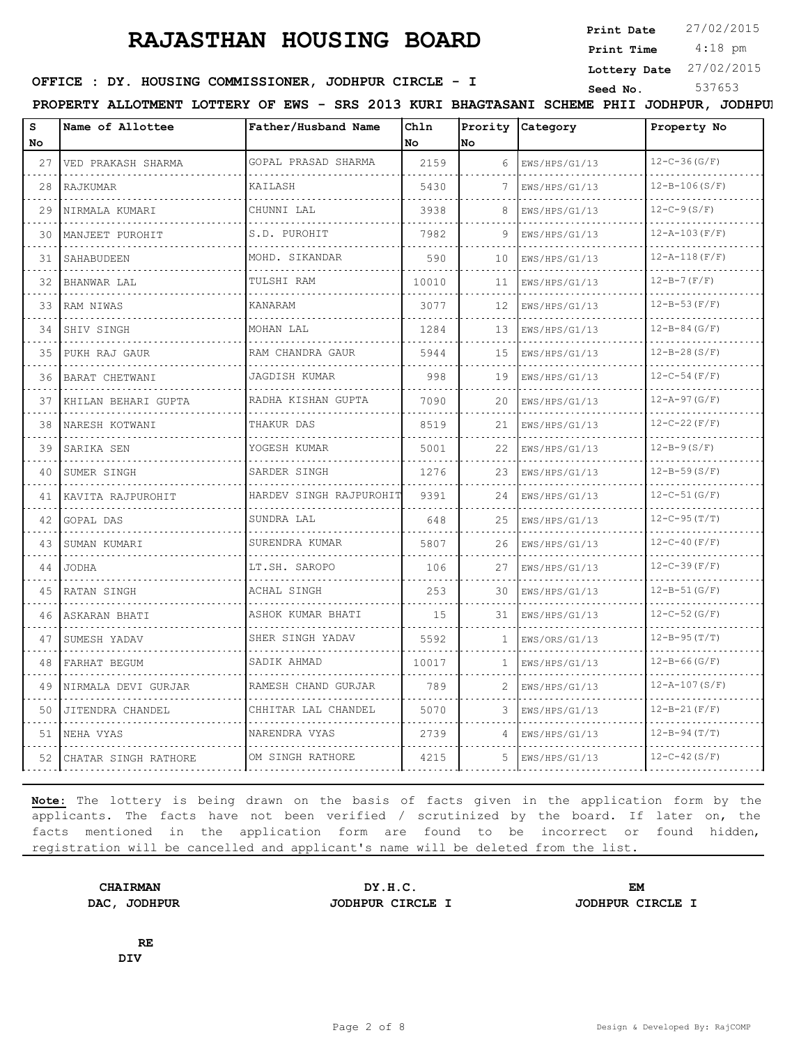# RAJASTHAN HOUSING BOARD

**Print Date** 27/02/2015
**Print Time** 4:18 pm
**Lottery Date** 27/02/2015
**Seed No.** 537653

**OFFICE : DY. HOUSING COMMISSIONER, JODHPUR CIRCLE - I**

**PROPERTY ALLOTMENT LOTTERY OF EWS - SRS 2013 KURI BHAGTASANI SCHEME PHII JODHPUR, JODHPUI**

| S No | Name of Allottee | Father/Husband Name | Chln No | Prority No | Category | Property No |
|---|---|---|---|---|---|---|
| 27 | VED PRAKASH SHARMA | GOPAL PRASAD SHARMA | 2159 | 6 | EWS/HPS/G1/13 | 12-C-36(G/F) |
| 28 | RAJKUMAR | KAILASH | 5430 | 7 | EWS/HPS/G1/13 | 12-B-106(S/F) |
| 29 | NIRMALA KUMARI | CHUNNI LAL | 3938 | 8 | EWS/HPS/G1/13 | 12-C-9(S/F) |
| 30 | MANJEET PUROHIT | S.D. PUROHIT | 7982 | 9 | EWS/HPS/G1/13 | 12-A-103(F/F) |
| 31 | SAHABUDEEN | MOHD. SIKANDAR | 590 | 10 | EWS/HPS/G1/13 | 12-A-118(F/F) |
| 32 | BHANWAR LAL | TULSHI RAM | 10010 | 11 | EWS/HPS/G1/13 | 12-B-7(F/F) |
| 33 | RAM NIWAS | KANARAM | 3077 | 12 | EWS/HPS/G1/13 | 12-B-53(F/F) |
| 34 | SHIV SINGH | MOHAN LAL | 1284 | 13 | EWS/HPS/G1/13 | 12-B-84(G/F) |
| 35 | PUKH RAJ GAUR | RAM CHANDRA GAUR | 5944 | 15 | EWS/HPS/G1/13 | 12-B-28(S/F) |
| 36 | BARAT CHETWANI | JAGDISH KUMAR | 998 | 19 | EWS/HPS/G1/13 | 12-C-54(F/F) |
| 37 | KHILAN BEHARI GUPTA | RADHA KISHAN GUPTA | 7090 | 20 | EWS/HPS/G1/13 | 12-A-97(G/F) |
| 38 | NARESH KOTWANI | THAKUR DAS | 8519 | 21 | EWS/HPS/G1/13 | 12-C-22(F/F) |
| 39 | SARIKA SEN | YOGESH KUMAR | 5001 | 22 | EWS/HPS/G1/13 | 12-B-9(S/F) |
| 40 | SUMER SINGH | SARDER SINGH | 1276 | 23 | EWS/HPS/G1/13 | 12-B-59(S/F) |
| 41 | KAVITA RAJPUROHIT | HARDEV SINGH RAJPUROHIT | 9391 | 24 | EWS/HPS/G1/13 | 12-C-51(G/F) |
| 42 | GOPAL DAS | SUNDRA LAL | 648 | 25 | EWS/HPS/G1/13 | 12-C-95(T/T) |
| 43 | SUMAN KUMARI | SURENDRA KUMAR | 5807 | 26 | EWS/HPS/G1/13 | 12-C-40(F/F) |
| 44 | JODHA | LT.SH. SAROPO | 106 | 27 | EWS/HPS/G1/13 | 12-C-39(F/F) |
| 45 | RATAN SINGH | ACHAL SINGH | 253 | 30 | EWS/HPS/G1/13 | 12-B-51(G/F) |
| 46 | ASKARAN BHATI | ASHOK KUMAR BHATI | 15 | 31 | EWS/HPS/G1/13 | 12-C-52(G/F) |
| 47 | SUMESH YADAV | SHER SINGH YADAV | 5592 | 1 | EWS/ORS/G1/13 | 12-B-95(T/T) |
| 48 | FARHAT BEGUM | SADIK AHMAD | 10017 | 1 | EWS/HPS/G1/13 | 12-B-66(G/F) |
| 49 | NIRMALA DEVI GURJAR | RAMESH CHAND GURJAR | 789 | 2 | EWS/HPS/G1/13 | 12-A-107(S/F) |
| 50 | JITENDRA CHANDEL | CHHITAR LAL CHANDEL | 5070 | 3 | EWS/HPS/G1/13 | 12-B-21(F/F) |
| 51 | NEHA VYAS | NARENDRA VYAS | 2739 | 4 | EWS/HPS/G1/13 | 12-B-94(T/T) |
| 52 | CHATAR SINGH RATHORE | OM SINGH RATHORE | 4215 | 5 | EWS/HPS/G1/13 | 12-C-42(S/F) |

**Note:** The lottery is being drawn on the basis of facts given in the application form by the applicants. The facts have not been verified / scrutinized by the board. If later on, the facts mentioned in the application form are found to be incorrect or found hidden, registration will be cancelled and applicant's name will be deleted from the list.

**CHAIRMAN**
**DAC, JODHPUR**

**DY.H.C.**
**JODHPUR CIRCLE I**

**EM**
**JODHPUR CIRCLE I**

**RE**
**DIV**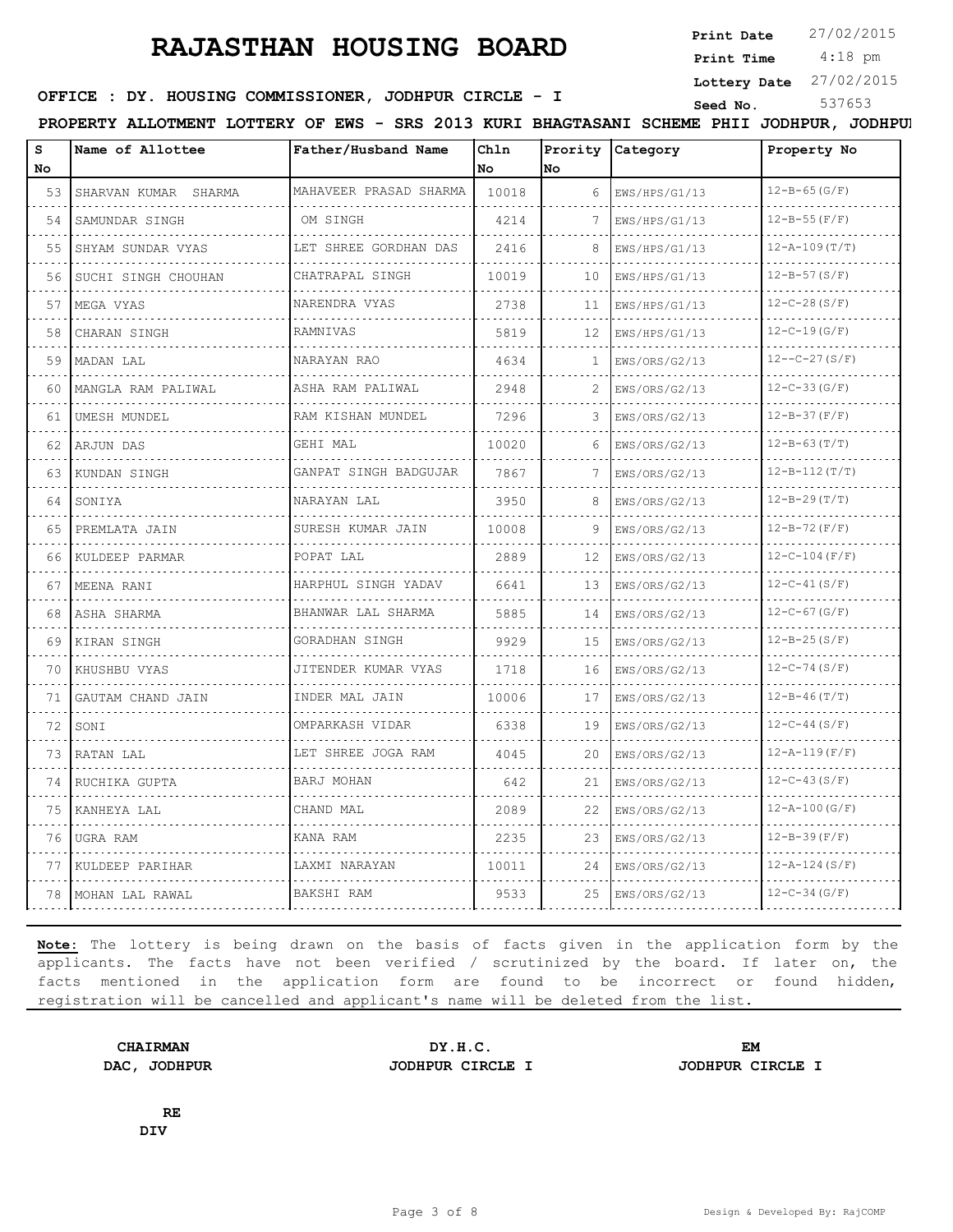# RAJASTHAN HOUSING BOARD

**Print Date** 27/02/2015
**Print Time** 4:18 pm
**Lottery Date** 27/02/2015
**Seed No.** 537653

**OFFICE : DY. HOUSING COMMISSIONER, JODHPUR CIRCLE - I**

**PROPERTY ALLOTMENT LOTTERY OF EWS - SRS 2013 KURI BHAGTASANI SCHEME PHII JODHPUR, JODHPUI**

| S No | Name of Allottee | Father/Husband Name | Chln No | Prority No | Category | Property No |
|---|---|---|---|---|---|---|
| 53 | SHARVAN KUMAR SHARMA | MAHAVEER PRASAD SHARMA | 10018 | 6 | EWS/HPS/G1/13 | 12-B-65(G/F) |
| 54 | SAMUNDAR SINGH | OM SINGH | 4214 | 7 | EWS/HPS/G1/13 | 12-B-55(F/F) |
| 55 | SHYAM SUNDAR VYAS | LET SHREE GORDHAN DAS | 2416 | 8 | EWS/HPS/G1/13 | 12-A-109(T/T) |
| 56 | SUCHI SINGH CHOUHAN | CHATRAPAL SINGH | 10019 | 10 | EWS/HPS/G1/13 | 12-B-57(S/F) |
| 57 | MEGA VYAS | NARENDRA VYAS | 2738 | 11 | EWS/HPS/G1/13 | 12-C-28(S/F) |
| 58 | CHARAN SINGH | RAMNIVAS | 5819 | 12 | EWS/HPS/G1/13 | 12-C-19(G/F) |
| 59 | MADAN LAL | NARAYAN RAO | 4634 | 1 | EWS/ORS/G2/13 | 12--C-27(S/F) |
| 60 | MANGLA RAM PALIWAL | ASHA RAM PALIWAL | 2948 | 2 | EWS/ORS/G2/13 | 12-C-33(G/F) |
| 61 | UMESH MUNDEL | RAM KISHAN MUNDEL | 7296 | 3 | EWS/ORS/G2/13 | 12-B-37(F/F) |
| 62 | ARJUN DAS | GEHI MAL | 10020 | 6 | EWS/ORS/G2/13 | 12-B-63(T/T) |
| 63 | KUNDAN SINGH | GANPAT SINGH BADGUJAR | 7867 | 7 | EWS/ORS/G2/13 | 12-B-112(T/T) |
| 64 | SONIYA | NARAYAN LAL | 3950 | 8 | EWS/ORS/G2/13 | 12-B-29(T/T) |
| 65 | PREMLATA JAIN | SURESH KUMAR JAIN | 10008 | 9 | EWS/ORS/G2/13 | 12-B-72(F/F) |
| 66 | KULDEEP PARMAR | POPAT LAL | 2889 | 12 | EWS/ORS/G2/13 | 12-C-104(F/F) |
| 67 | MEENA RANI | HARPHUL SINGH YADAV | 6641 | 13 | EWS/ORS/G2/13 | 12-C-41(S/F) |
| 68 | ASHA SHARMA | BHANWAR LAL SHARMA | 5885 | 14 | EWS/ORS/G2/13 | 12-C-67(G/F) |
| 69 | KIRAN SINGH | GORADHAN SINGH | 9929 | 15 | EWS/ORS/G2/13 | 12-B-25(S/F) |
| 70 | KHUSHBU VYAS | JITENDER KUMAR VYAS | 1718 | 16 | EWS/ORS/G2/13 | 12-C-74(S/F) |
| 71 | GAUTAM CHAND JAIN | INDER MAL JAIN | 10006 | 17 | EWS/ORS/G2/13 | 12-B-46(T/T) |
| 72 | SONI | OMPARKASH VIDAR | 6338 | 19 | EWS/ORS/G2/13 | 12-C-44(S/F) |
| 73 | RATAN LAL | LET SHREE JOGA RAM | 4045 | 20 | EWS/ORS/G2/13 | 12-A-119(F/F) |
| 74 | RUCHIKA GUPTA | BARJ MOHAN | 642 | 21 | EWS/ORS/G2/13 | 12-C-43(S/F) |
| 75 | KANHEYA LAL | CHAND MAL | 2089 | 22 | EWS/ORS/G2/13 | 12-A-100(G/F) |
| 76 | UGRA RAM | KANA RAM | 2235 | 23 | EWS/ORS/G2/13 | 12-B-39(F/F) |
| 77 | KULDEEP PARIHAR | LAXMI NARAYAN | 10011 | 24 | EWS/ORS/G2/13 | 12-A-124(S/F) |
| 78 | MOHAN LAL RAWAL | BAKSHI RAM | 9533 | 25 | EWS/ORS/G2/13 | 12-C-34(G/F) |

**Note:** The lottery is being drawn on the basis of facts given in the application form by the applicants. The facts have not been verified / scrutinized by the board. If later on, the facts mentioned in the application form are found to be incorrect or found hidden, registration will be cancelled and applicant's name will be deleted from the list.

**CHAIRMAN**
**DAC, JODHPUR**

**DY.H.C.**
**JODHPUR CIRCLE I**

**EM**
**JODHPUR CIRCLE I**

**RE**
**DIV**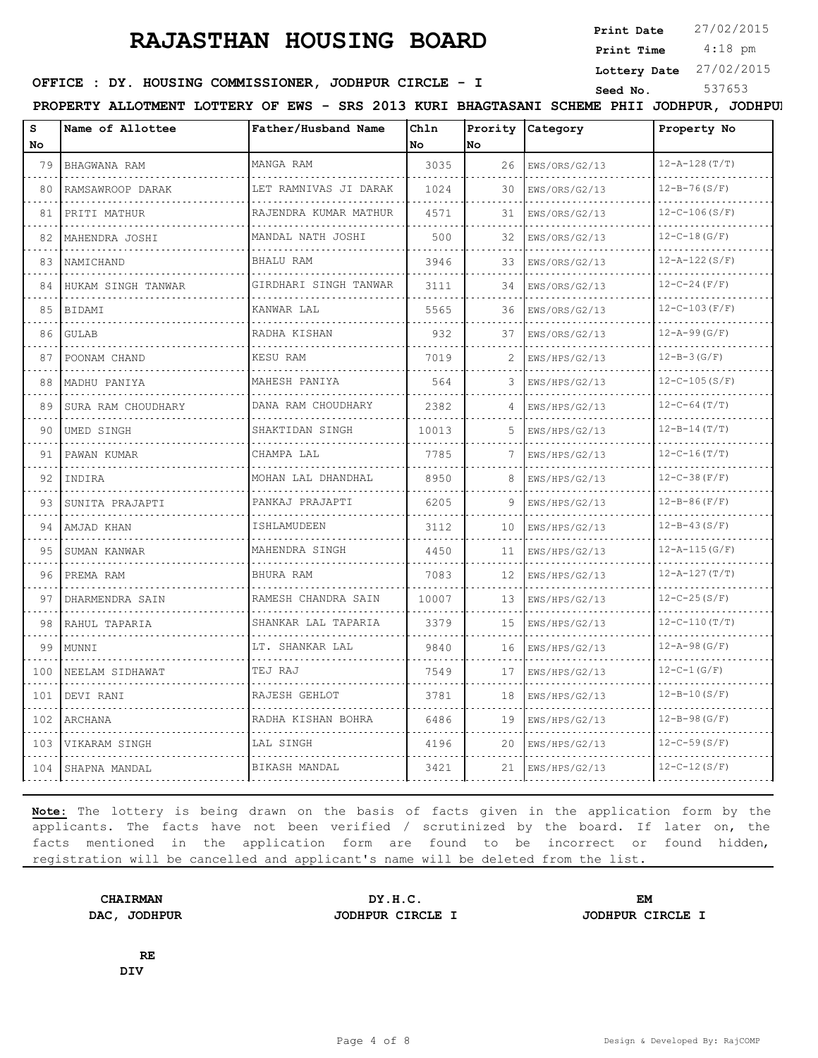# RAJASTHAN HOUSING BOARD

**Print Date** 27/02/2015
**Print Time** 4:18 pm
**Lottery Date** 27/02/2015
**Seed No.** 537653

**OFFICE : DY. HOUSING COMMISSIONER, JODHPUR CIRCLE - I**

**PROPERTY ALLOTMENT LOTTERY OF EWS - SRS 2013 KURI BHAGTASANI SCHEME PHII JODHPUR, JODHPUI**

| S No | Name of Allottee | Father/Husband Name | Chln No | Prority No | Category | Property No |
|---|---|---|---|---|---|---|
| 79 | BHAGWANA RAM | MANGA RAM | 3035 | 26 | EWS/ORS/G2/13 | 12-A-128(T/T) |
| 80 | RAMSAWROOP DARAK | LET RAMNIVAS JI DARAK | 1024 | 30 | EWS/ORS/G2/13 | 12-B-76(S/F) |
| 81 | PRITI MATHUR | RAJENDRA KUMAR MATHUR | 4571 | 31 | EWS/ORS/G2/13 | 12-C-106(S/F) |
| 82 | MAHENDRA JOSHI | MANDAL NATH JOSHI | 500 | 32 | EWS/ORS/G2/13 | 12-C-18(G/F) |
| 83 | NAMICHAND | BHALU RAM | 3946 | 33 | EWS/ORS/G2/13 | 12-A-122(S/F) |
| 84 | HUKAM SINGH TANWAR | GIRDHARI SINGH TANWAR | 3111 | 34 | EWS/ORS/G2/13 | 12-C-24(F/F) |
| 85 | BIDAMI | KANWAR LAL | 5565 | 36 | EWS/ORS/G2/13 | 12-C-103(F/F) |
| 86 | GULAB | RADHA KISHAN | 932 | 37 | EWS/ORS/G2/13 | 12-A-99(G/F) |
| 87 | POONAM CHAND | KESU RAM | 7019 | 2 | EWS/HPS/G2/13 | 12-B-3(G/F) |
| 88 | MADHU PANIYA | MAHESH PANIYA | 564 | 3 | EWS/HPS/G2/13 | 12-C-105(S/F) |
| 89 | SURA RAM CHOUDHARY | DANA RAM CHOUDHARY | 2382 | 4 | EWS/HPS/G2/13 | 12-C-64(T/T) |
| 90 | UMED SINGH | SHAKTIDAN SINGH | 10013 | 5 | EWS/HPS/G2/13 | 12-B-14(T/T) |
| 91 | PAWAN KUMAR | CHAMPA LAL | 7785 | 7 | EWS/HPS/G2/13 | 12-C-16(T/T) |
| 92 | INDIRA | MOHAN LAL DHANDHAL | 8950 | 8 | EWS/HPS/G2/13 | 12-C-38(F/F) |
| 93 | SUNITA PRAJAPTI | PANKAJ PRAJAPTI | 6205 | 9 | EWS/HPS/G2/13 | 12-B-86(F/F) |
| 94 | AMJAD KHAN | ISHLAMUDEEN | 3112 | 10 | EWS/HPS/G2/13 | 12-B-43(S/F) |
| 95 | SUMAN KANWAR | MAHENDRA SINGH | 4450 | 11 | EWS/HPS/G2/13 | 12-A-115(G/F) |
| 96 | PREMA RAM | BHURA RAM | 7083 | 12 | EWS/HPS/G2/13 | 12-A-127(T/T) |
| 97 | DHARMENDRA SAIN | RAMESH CHANDRA SAIN | 10007 | 13 | EWS/HPS/G2/13 | 12-C-25(S/F) |
| 98 | RAHUL TAPARIA | SHANKAR LAL TAPARIA | 3379 | 15 | EWS/HPS/G2/13 | 12-C-110(T/T) |
| 99 | MUNNI | LT. SHANKAR LAL | 9840 | 16 | EWS/HPS/G2/13 | 12-A-98(G/F) |
| 100 | NEELAM SIDHAWAT | TEJ RAJ | 7549 | 17 | EWS/HPS/G2/13 | 12-C-1(G/F) |
| 101 | DEVI RANI | RAJESH GEHLOT | 3781 | 18 | EWS/HPS/G2/13 | 12-B-10(S/F) |
| 102 | ARCHANA | RADHA KISHAN BOHRA | 6486 | 19 | EWS/HPS/G2/13 | 12-B-98(G/F) |
| 103 | VIKARAM SINGH | LAL SINGH | 4196 | 20 | EWS/HPS/G2/13 | 12-C-59(S/F) |
| 104 | SHAPNA MANDAL | BIKASH MANDAL | 3421 | 21 | EWS/HPS/G2/13 | 12-C-12(S/F) |

**Note:** The lottery is being drawn on the basis of facts given in the application form by the applicants. The facts have not been verified / scrutinized by the board. If later on, the facts mentioned in the application form are found to be incorrect or found hidden, registration will be cancelled and applicant's name will be deleted from the list.

**CHAIRMAN**
**DAC, JODHPUR**

**DY.H.C.**
**JODHPUR CIRCLE I**

**EM**
**JODHPUR CIRCLE I**

**RE**
**DIV**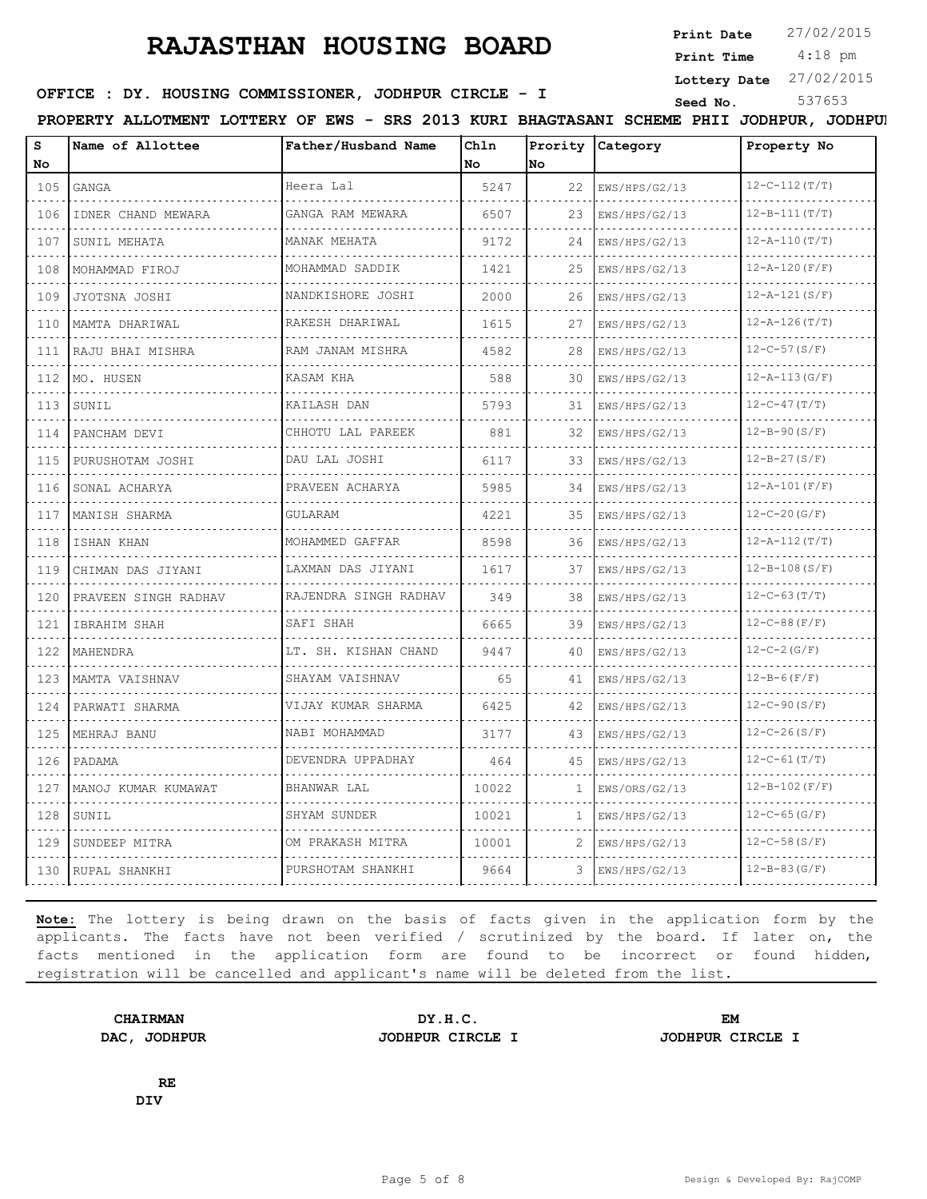# RAJASTHAN HOUSING BOARD

**Print Date** 27/02/2015
**Print Time** 4:18 pm
**Lottery Date** 27/02/2015
**Seed No.** 537653

**OFFICE : DY. HOUSING COMMISSIONER, JODHPUR CIRCLE - I**

**PROPERTY ALLOTMENT LOTTERY OF EWS - SRS 2013 KURI BHAGTASANI SCHEME PHII JODHPUR, JODHPUI**

| S No | Name of Allottee | Father/Husband Name | Chln No | Prority No | Category | Property No |
|---|---|---|---|---|---|---|
| 105 | GANGA | Heera Lal | 5247 | 22 | EWS/HPS/G2/13 | 12-C-112(T/T) |
| 106 | IDNER CHAND MEWARA | GANGA RAM MEWARA | 6507 | 23 | EWS/HPS/G2/13 | 12-B-111(T/T) |
| 107 | SUNIL MEHATA | MANAK MEHATA | 9172 | 24 | EWS/HPS/G2/13 | 12-A-110(T/T) |
| 108 | MOHAMMAD FIROJ | MOHAMMAD SADDIK | 1421 | 25 | EWS/HPS/G2/13 | 12-A-120(F/F) |
| 109 | JYOTSNA JOSHI | NANDKISHORE JOSHI | 2000 | 26 | EWS/HPS/G2/13 | 12-A-121(S/F) |
| 110 | MAMTA DHARIWAL | RAKESH DHARIWAL | 1615 | 27 | EWS/HPS/G2/13 | 12-A-126(T/T) |
| 111 | RAJU BHAI MISHRA | RAM JANAM MISHRA | 4582 | 28 | EWS/HPS/G2/13 | 12-C-57(S/F) |
| 112 | MO. HUSEN | KASAM KHA | 588 | 30 | EWS/HPS/G2/13 | 12-A-113(G/F) |
| 113 | SUNIL | KAILASH DAN | 5793 | 31 | EWS/HPS/G2/13 | 12-C-47(T/T) |
| 114 | PANCHAM DEVI | CHHOTU LAL PAREEK | 881 | 32 | EWS/HPS/G2/13 | 12-B-90(S/F) |
| 115 | PURUSHOTAM JOSHI | DAU LAL JOSHI | 6117 | 33 | EWS/HPS/G2/13 | 12-B-27(S/F) |
| 116 | SONAL ACHARYA | PRAVEEN ACHARYA | 5985 | 34 | EWS/HPS/G2/13 | 12-A-101(F/F) |
| 117 | MANISH SHARMA | GULARAM | 4221 | 35 | EWS/HPS/G2/13 | 12-C-20(G/F) |
| 118 | ISHAN KHAN | MOHAMMED GAFFAR | 8598 | 36 | EWS/HPS/G2/13 | 12-A-112(T/T) |
| 119 | CHIMAN DAS JIYANI | LAXMAN DAS JIYANI | 1617 | 37 | EWS/HPS/G2/13 | 12-B-108(S/F) |
| 120 | PRAVEEN SINGH RADHAV | RAJENDRA SINGH RADHAV | 349 | 38 | EWS/HPS/G2/13 | 12-C-63(T/T) |
| 121 | IBRAHIM SHAH | SAFI SHAH | 6665 | 39 | EWS/HPS/G2/13 | 12-C-88(F/F) |
| 122 | MAHENDRA | LT. SH. KISHAN CHAND | 9447 | 40 | EWS/HPS/G2/13 | 12-C-2(G/F) |
| 123 | MAMTA VAISHNAV | SHAYAM VAISHNAV | 65 | 41 | EWS/HPS/G2/13 | 12-B-6(F/F) |
| 124 | PARWATI SHARMA | VIJAY KUMAR SHARMA | 6425 | 42 | EWS/HPS/G2/13 | 12-C-90(S/F) |
| 125 | MEHRAJ BANU | NABI MOHAMMAD | 3177 | 43 | EWS/HPS/G2/13 | 12-C-26(S/F) |
| 126 | PADAMA | DEVENDRA UPPADHAY | 464 | 45 | EWS/HPS/G2/13 | 12-C-61(T/T) |
| 127 | MANOJ KUMAR KUMAWAT | BHANWAR LAL | 10022 | 1 | EWS/ORS/G2/13 | 12-B-102(F/F) |
| 128 | SUNIL | SHYAM SUNDER | 10021 | 1 | EWS/HPS/G2/13 | 12-C-65(G/F) |
| 129 | SUNDEEP MITRA | OM PRAKASH MITRA | 10001 | 2 | EWS/HPS/G2/13 | 12-C-58(S/F) |
| 130 | RUPAL SHANKHI | PURSHOTAM SHANKHI | 9664 | 3 | EWS/HPS/G2/13 | 12-B-83(G/F) |

**Note:** The lottery is being drawn on the basis of facts given in the application form by the applicants. The facts have not been verified / scrutinized by the board. If later on, the facts mentioned in the application form are found to be incorrect or found hidden, registration will be cancelled and applicant's name will be deleted from the list.

**CHAIRMAN**
**DAC, JODHPUR**

**DY.H.C.**
**JODHPUR CIRCLE I**

**EM**
**JODHPUR CIRCLE I**

**RE**
**DIV**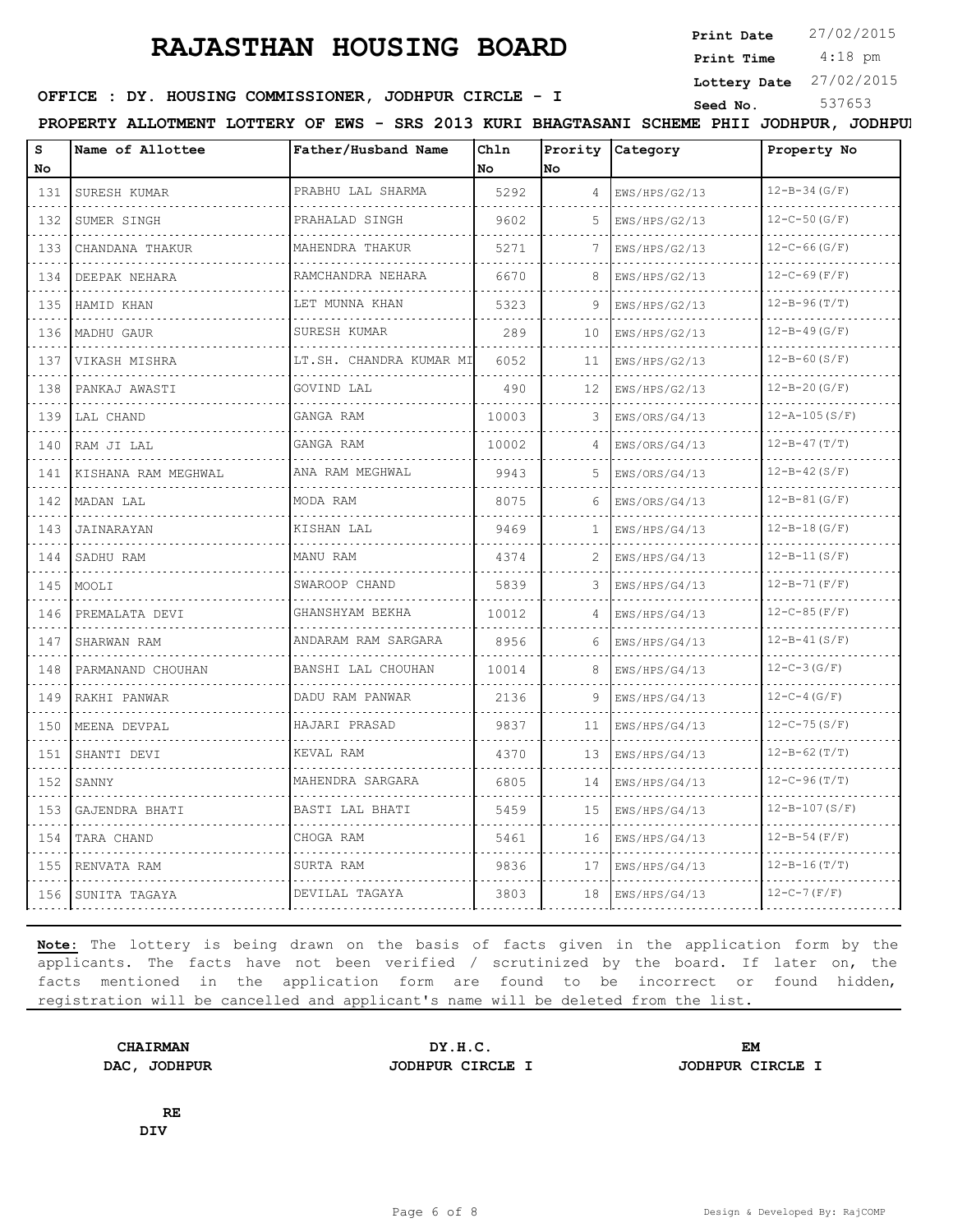# RAJASTHAN HOUSING BOARD

**Print Date** 27/02/2015
**Print Time** 4:18 pm
**Lottery Date** 27/02/2015
**Seed No.** 537653

**OFFICE : DY. HOUSING COMMISSIONER, JODHPUR CIRCLE - I**

**PROPERTY ALLOTMENT LOTTERY OF EWS - SRS 2013 KURI BHAGTASANI SCHEME PHII JODHPUR, JODHPUI**

| S No | Name of Allottee | Father/Husband Name | Chln No | Prority No | Category | Property No |
|---|---|---|---|---|---|---|
| 131 | SURESH KUMAR | PRABHU LAL SHARMA | 5292 | 4 | EWS/HPS/G2/13 | 12-B-34(G/F) |
| 132 | SUMER SINGH | PRAHALAD SINGH | 9602 | 5 | EWS/HPS/G2/13 | 12-C-50(G/F) |
| 133 | CHANDANA THAKUR | MAHENDRA THAKUR | 5271 | 7 | EWS/HPS/G2/13 | 12-C-66(G/F) |
| 134 | DEEPAK NEHARA | RAMCHANDRA NEHARA | 6670 | 8 | EWS/HPS/G2/13 | 12-C-69(F/F) |
| 135 | HAMID KHAN | LET MUNNA KHAN | 5323 | 9 | EWS/HPS/G2/13 | 12-B-96(T/T) |
| 136 | MADHU GAUR | SURESH KUMAR | 289 | 10 | EWS/HPS/G2/13 | 12-B-49(G/F) |
| 137 | VIKASH MISHRA | LT.SH. CHANDRA KUMAR MI | 6052 | 11 | EWS/HPS/G2/13 | 12-B-60(S/F) |
| 138 | PANKAJ AWASTI | GOVIND LAL | 490 | 12 | EWS/HPS/G2/13 | 12-B-20(G/F) |
| 139 | LAL CHAND | GANGA RAM | 10003 | 3 | EWS/ORS/G4/13 | 12-A-105(S/F) |
| 140 | RAM JI LAL | GANGA RAM | 10002 | 4 | EWS/ORS/G4/13 | 12-B-47(T/T) |
| 141 | KISHANA RAM MEGHWAL | ANA RAM MEGHWAL | 9943 | 5 | EWS/ORS/G4/13 | 12-B-42(S/F) |
| 142 | MADAN LAL | MODA RAM | 8075 | 6 | EWS/ORS/G4/13 | 12-B-81(G/F) |
| 143 | JAINARAYAN | KISHAN LAL | 9469 | 1 | EWS/HPS/G4/13 | 12-B-18(G/F) |
| 144 | SADHU RAM | MANU RAM | 4374 | 2 | EWS/HPS/G4/13 | 12-B-11(S/F) |
| 145 | MOOLI | SWAROOP CHAND | 5839 | 3 | EWS/HPS/G4/13 | 12-B-71(F/F) |
| 146 | PREMALATA DEVI | GHANSHYAM BEKHA | 10012 | 4 | EWS/HPS/G4/13 | 12-C-85(F/F) |
| 147 | SHARWAN RAM | ANDARAM RAM SARGARA | 8956 | 6 | EWS/HPS/G4/13 | 12-B-41(S/F) |
| 148 | PARMANAND CHOUHAN | BANSHI LAL CHOUHAN | 10014 | 8 | EWS/HPS/G4/13 | 12-C-3(G/F) |
| 149 | RAKHI PANWAR | DADU RAM PANWAR | 2136 | 9 | EWS/HPS/G4/13 | 12-C-4(G/F) |
| 150 | MEENA DEVPAL | HAJARI PRASAD | 9837 | 11 | EWS/HPS/G4/13 | 12-C-75(S/F) |
| 151 | SHANTI DEVI | KEVAL RAM | 4370 | 13 | EWS/HPS/G4/13 | 12-B-62(T/T) |
| 152 | SANNY | MAHENDRA SARGARA | 6805 | 14 | EWS/HPS/G4/13 | 12-C-96(T/T) |
| 153 | GAJENDRA BHATI | BASTI LAL BHATI | 5459 | 15 | EWS/HPS/G4/13 | 12-B-107(S/F) |
| 154 | TARA CHAND | CHOGA RAM | 5461 | 16 | EWS/HPS/G4/13 | 12-B-54(F/F) |
| 155 | RENVATA RAM | SURTA RAM | 9836 | 17 | EWS/HPS/G4/13 | 12-B-16(T/T) |
| 156 | SUNITA TAGAYA | DEVILAL TAGAYA | 3803 | 18 | EWS/HPS/G4/13 | 12-C-7(F/F) |

**Note:** The lottery is being drawn on the basis of facts given in the application form by the applicants. The facts have not been verified / scrutinized by the board. If later on, the facts mentioned in the application form are found to be incorrect or found hidden, registration will be cancelled and applicant's name will be deleted from the list.

**CHAIRMAN**
**DAC, JODHPUR**

**DY.H.C.**
**JODHPUR CIRCLE I**

**EM**
**JODHPUR CIRCLE I**

**RE**
**DIV**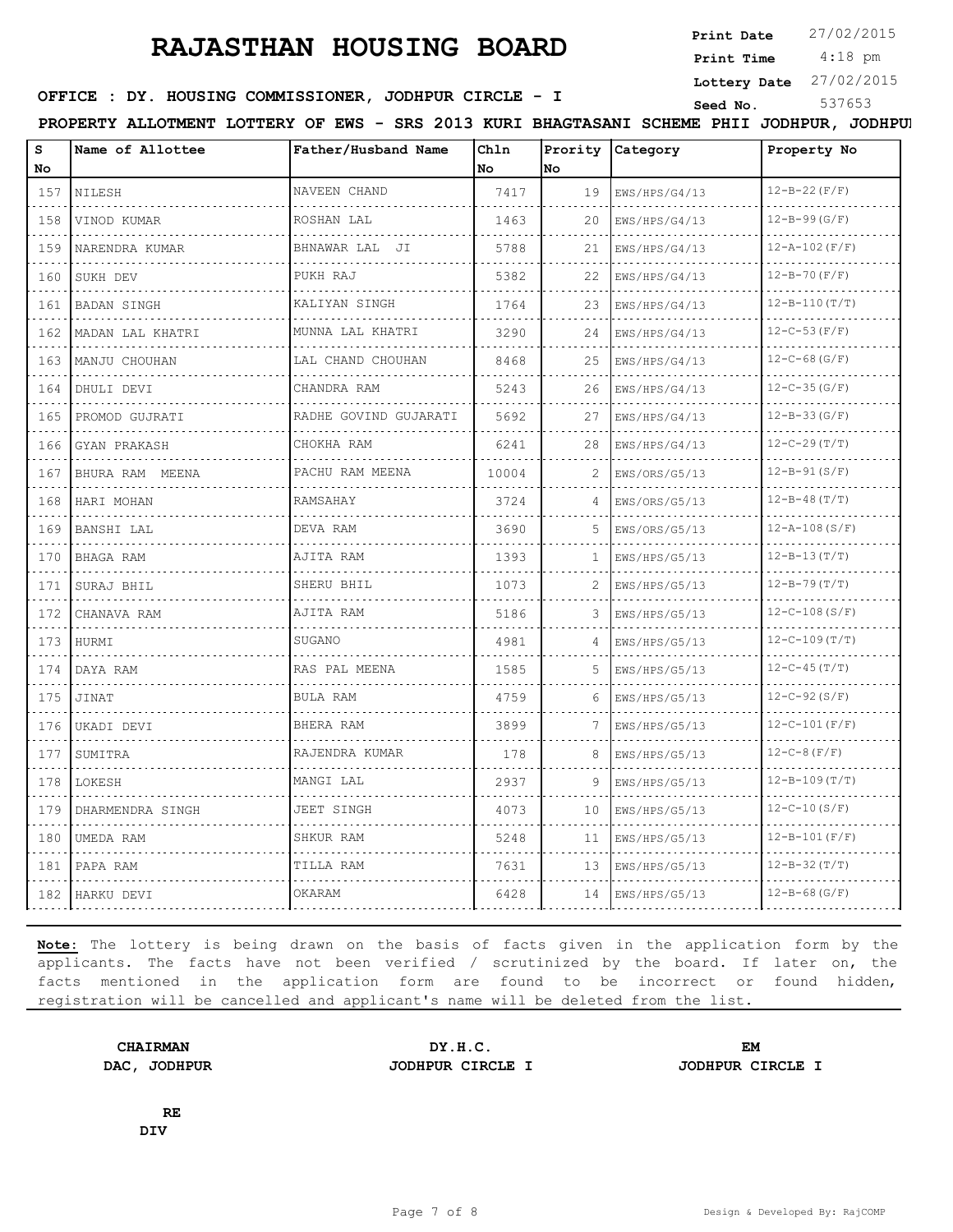# RAJASTHAN HOUSING BOARD

**Print Date** 27/02/2015
**Print Time** 4:18 pm
**Lottery Date** 27/02/2015
**Seed No.** 537653

**OFFICE : DY. HOUSING COMMISSIONER, JODHPUR CIRCLE - I**

**PROPERTY ALLOTMENT LOTTERY OF EWS - SRS 2013 KURI BHAGTASANI SCHEME PHII JODHPUR, JODHPUI**

| S No | Name of Allottee | Father/Husband Name | Chln No | Prority No | Category | Property No |
|---|---|---|---|---|---|---|
| 157 | NILESH | NAVEEN CHAND | 7417 | 19 | EWS/HPS/G4/13 | 12-B-22(F/F) |
| 158 | VINOD KUMAR | ROSHAN LAL | 1463 | 20 | EWS/HPS/G4/13 | 12-B-99(G/F) |
| 159 | NARENDRA KUMAR | BHNAWAR LAL JI | 5788 | 21 | EWS/HPS/G4/13 | 12-A-102(F/F) |
| 160 | SUKH DEV | PUKH RAJ | 5382 | 22 | EWS/HPS/G4/13 | 12-B-70(F/F) |
| 161 | BADAN SINGH | KALIYAN SINGH | 1764 | 23 | EWS/HPS/G4/13 | 12-B-110(T/T) |
| 162 | MADAN LAL KHATRI | MUNNA LAL KHATRI | 3290 | 24 | EWS/HPS/G4/13 | 12-C-53(F/F) |
| 163 | MANJU CHOUHAN | LAL CHAND CHOUHAN | 8468 | 25 | EWS/HPS/G4/13 | 12-C-68(G/F) |
| 164 | DHULI DEVI | CHANDRA RAM | 5243 | 26 | EWS/HPS/G4/13 | 12-C-35(G/F) |
| 165 | PROMOD GUJRATI | RADHE GOVIND GUJARATI | 5692 | 27 | EWS/HPS/G4/13 | 12-B-33(G/F) |
| 166 | GYAN PRAKASH | CHOKHA RAM | 6241 | 28 | EWS/HPS/G4/13 | 12-C-29(T/T) |
| 167 | BHURA RAM MEENA | PACHU RAM MEENA | 10004 | 2 | EWS/ORS/G5/13 | 12-B-91(S/F) |
| 168 | HARI MOHAN | RAMSAHAY | 3724 | 4 | EWS/ORS/G5/13 | 12-B-48(T/T) |
| 169 | BANSHI LAL | DEVA RAM | 3690 | 5 | EWS/ORS/G5/13 | 12-A-108(S/F) |
| 170 | BHAGA RAM | AJITA RAM | 1393 | 1 | EWS/HPS/G5/13 | 12-B-13(T/T) |
| 171 | SURAJ BHIL | SHERU BHIL | 1073 | 2 | EWS/HPS/G5/13 | 12-B-79(T/T) |
| 172 | CHANAVA RAM | AJITA RAM | 5186 | 3 | EWS/HPS/G5/13 | 12-C-108(S/F) |
| 173 | HURMI | SUGANO | 4981 | 4 | EWS/HPS/G5/13 | 12-C-109(T/T) |
| 174 | DAYA RAM | RAS PAL MEENA | 1585 | 5 | EWS/HPS/G5/13 | 12-C-45(T/T) |
| 175 | JINAT | BULA RAM | 4759 | 6 | EWS/HPS/G5/13 | 12-C-92(S/F) |
| 176 | UKADI DEVI | BHERA RAM | 3899 | 7 | EWS/HPS/G5/13 | 12-C-101(F/F) |
| 177 | SUMITRA | RAJENDRA KUMAR | 178 | 8 | EWS/HPS/G5/13 | 12-C-8(F/F) |
| 178 | LOKESH | MANGI LAL | 2937 | 9 | EWS/HPS/G5/13 | 12-B-109(T/T) |
| 179 | DHARMENDRA SINGH | JEET SINGH | 4073 | 10 | EWS/HPS/G5/13 | 12-C-10(S/F) |
| 180 | UMEDA RAM | SHKUR RAM | 5248 | 11 | EWS/HPS/G5/13 | 12-B-101(F/F) |
| 181 | PAPA RAM | TILLA RAM | 7631 | 13 | EWS/HPS/G5/13 | 12-B-32(T/T) |
| 182 | HARKU DEVI | OKARAM | 6428 | 14 | EWS/HPS/G5/13 | 12-B-68(G/F) |

**Note:** The lottery is being drawn on the basis of facts given in the application form by the applicants. The facts have not been verified / scrutinized by the board. If later on, the facts mentioned in the application form are found to be incorrect or found hidden, registration will be cancelled and applicant's name will be deleted from the list.

**CHAIRMAN**
**DAC, JODHPUR**

**DY.H.C.**
**JODHPUR CIRCLE I**

**EM**
**JODHPUR CIRCLE I**

**RE**
**DIV**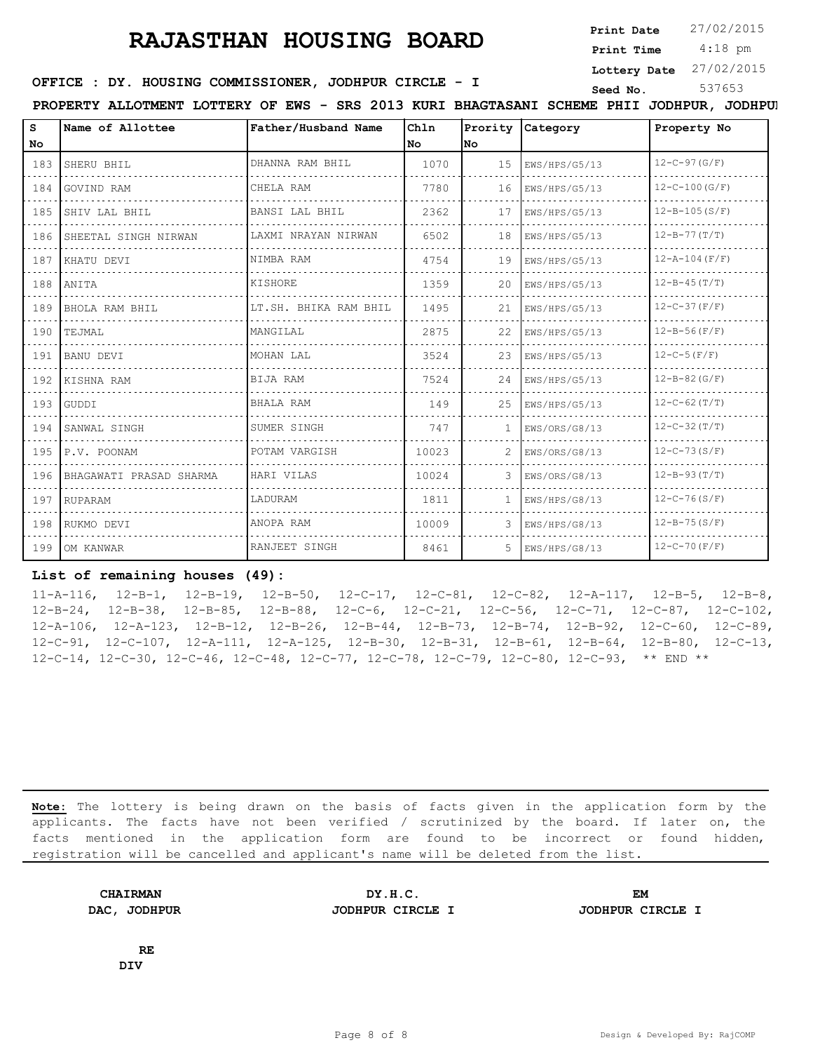# RAJASTHAN HOUSING BOARD

**OFFICE : DY. HOUSING COMMISSIONER, JODHPUR CIRCLE - I**

**Print Date** 27/02/2015
**Print Time** 4:18 pm
**Lottery Date** 27/02/2015
**Seed No.** 537653

**PROPERTY ALLOTMENT LOTTERY OF EWS - SRS 2013 KURI BHAGTASANI SCHEME PHII JODHPUR, JODHPUI**

| S No | Name of Allottee | Father/Husband Name | Chln No | Prority No | Category | Property No |
|---|---|---|---|---|---|---|
| 183 | SHERU BHIL | DHANNA RAM BHIL | 1070 | 15 | EWS/HPS/G5/13 | 12-C-97(G/F) |
| 184 | GOVIND RAM | CHELA RAM | 7780 | 16 | EWS/HPS/G5/13 | 12-C-100(G/F) |
| 185 | SHIV LAL BHIL | BANSI LAL BHIL | 2362 | 17 | EWS/HPS/G5/13 | 12-B-105(S/F) |
| 186 | SHEETAL SINGH NIRWAN | LAXMI NRAYAN NIRWAN | 6502 | 18 | EWS/HPS/G5/13 | 12-B-77(T/T) |
| 187 | KHATU DEVI | NIMBA RAM | 4754 | 19 | EWS/HPS/G5/13 | 12-A-104(F/F) |
| 188 | ANITA | KISHORE | 1359 | 20 | EWS/HPS/G5/13 | 12-B-45(T/T) |
| 189 | BHOLA RAM BHIL | LT.SH. BHIKA RAM BHIL | 1495 | 21 | EWS/HPS/G5/13 | 12-C-37(F/F) |
| 190 | TEJMAL | MANGILAL | 2875 | 22 | EWS/HPS/G5/13 | 12-B-56(F/F) |
| 191 | BANU DEVI | MOHAN LAL | 3524 | 23 | EWS/HPS/G5/13 | 12-C-5(F/F) |
| 192 | KISHNA RAM | BIJA RAM | 7524 | 24 | EWS/HPS/G5/13 | 12-B-82(G/F) |
| 193 | GUDDI | BHALA RAM | 149 | 25 | EWS/HPS/G5/13 | 12-C-62(T/T) |
| 194 | SANWAL SINGH | SUMER SINGH | 747 | 1 | EWS/ORS/G8/13 | 12-C-32(T/T) |
| 195 | P.V. POONAM | POTAM VARGISH | 10023 | 2 | EWS/ORS/G8/13 | 12-C-73(S/F) |
| 196 | BHAGAWATI PRASAD SHARMA | HARI VILAS | 10024 | 3 | EWS/ORS/G8/13 | 12-B-93(T/T) |
| 197 | RUPARAM | LADURAM | 1811 | 1 | EWS/HPS/G8/13 | 12-C-76(S/F) |
| 198 | RUKMO DEVI | ANOPA RAM | 10009 | 3 | EWS/HPS/G8/13 | 12-B-75(S/F) |
| 199 | OM KANWAR | RANJEET SINGH | 8461 | 5 | EWS/HPS/G8/13 | 12-C-70(F/F) |

**List of remaining houses (49):**

11-A-116, 12-B-1, 12-B-19, 12-B-50, 12-C-17, 12-C-81, 12-C-82, 12-A-117, 12-B-5, 12-B-8, 12-B-24, 12-B-38, 12-B-85, 12-B-88, 12-C-6, 12-C-21, 12-C-56, 12-C-71, 12-C-87, 12-C-102, 12-A-106, 12-A-123, 12-B-12, 12-B-26, 12-B-44, 12-B-73, 12-B-74, 12-B-92, 12-C-60, 12-C-89, 12-C-91, 12-C-107, 12-A-111, 12-A-125, 12-B-30, 12-B-31, 12-B-61, 12-B-64, 12-B-80, 12-C-13, 12-C-14, 12-C-30, 12-C-46, 12-C-48, 12-C-77, 12-C-78, 12-C-79, 12-C-80, 12-C-93, ** END **

**Note:** The lottery is being drawn on the basis of facts given in the application form by the applicants. The facts have not been verified / scrutinized by the board. If later on, the facts mentioned in the application form are found to be incorrect or found hidden, registration will be cancelled and applicant's name will be deleted from the list.

**CHAIRMAN**
**DAC, JODHPUR**

**DY.H.C.**
**JODHPUR CIRCLE I**

**EM**
**JODHPUR CIRCLE I**

**RE**
**DIV**

Design & Developed By: RajCOMP